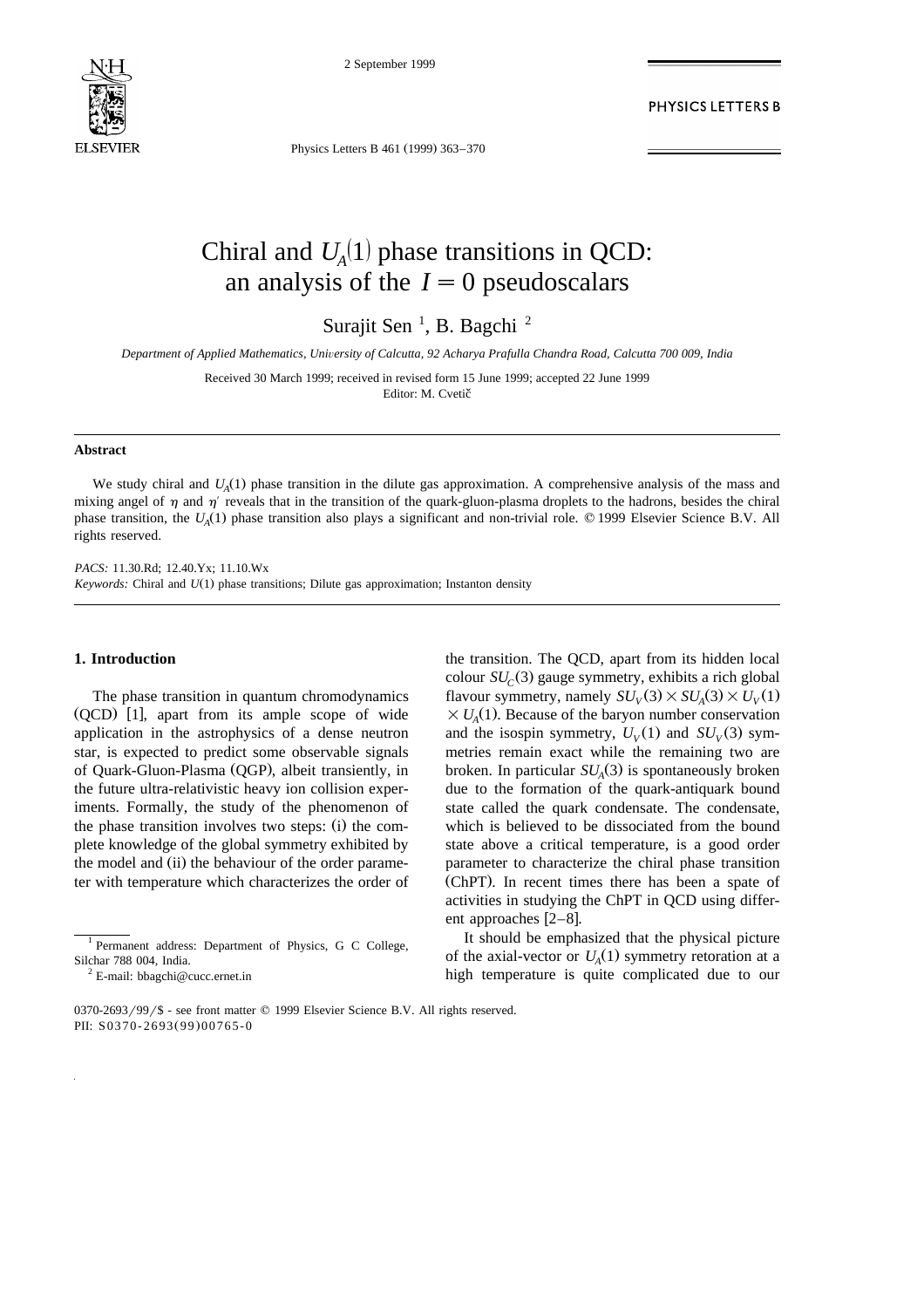# Chiral and $U_A(1)$ phase transitions in QCD: an analysis of the $I = 0$ pseudoscalars

Surajit Sen [1], B. Bagchi [2]

*Department of Applied Mathematics, University of Calcutta, 92 Acharya Prafulla Chandra Road, Calcutta 700 009, India*

Received 30 March 1999; received in revised form 15 June 1999; accepted 22 June 1999
Editor: M. Cvetič

## Abstract

We study chiral and $U_A(1)$ phase transition in the dilute gas approximation. A comprehensive analysis of the mass and mixing angel of $\eta$ and $\eta'$ reveals that in the transition of the quark-gluon-plasma droplets to the hadrons, besides the chiral phase transition, the $U_A(1)$ phase transition also plays a significant and non-trivial role. © 1999 Elsevier Science B.V. All rights reserved.

*PACS:* 11.30.Rd; 12.40.Yx; 11.10.Wx
*Keywords:* Chiral and $U(1)$ phase transitions; Dilute gas approximation; Instanton density

## 1. Introduction

The phase transition in quantum chromodynamics (QCD) [1], apart from its ample scope of wide application in the astrophysics of a dense neutron star, is expected to predict some observable signals of Quark-Gluon-Plasma (QGP), albeit transiently, in the future ultra-relativistic heavy ion collision experiments. Formally, the study of the phenomenon of the phase transition involves two steps: (i) the complete knowledge of the global symmetry exhibited by the model and (ii) the behaviour of the order parameter with temperature which characterizes the order of the transition. The QCD, apart from its hidden local colour $SU_C(3)$ gauge symmetry, exhibits a rich global flavour symmetry, namely $SU_V(3) \times SU_A(3) \times U_V(1) \times U_A(1)$. Because of the baryon number conservation and the isospin symmetry, $U_V(1)$ and $SU_V(3)$ symmetries remain exact while the remaining two are broken. In particular $SU_A(3)$ is spontaneously broken due to the formation of the quark-antiquark bound state called the quark condensate. The condensate, which is believed to be dissociated from the bound state above a critical temperature, is a good order parameter to characterize the chiral phase transition (ChPT). In recent times there has been a spate of activities in studying the ChPT in QCD using different approaches [2–8].

It should be emphasized that the physical picture of the axial-vector or $U_A(1)$ symmetry retoration at a high temperature is quite complicated due to our

---

[1] Permanent address: Department of Physics, G C College, Silchar 788 004, India.

[2] E-mail: bbagchi@cucc.ernet.in

0370-2693/99/$ - see front matter © 1999 Elsevier Science B.V. All rights reserved.
PII: S0370-2693(99)00765-0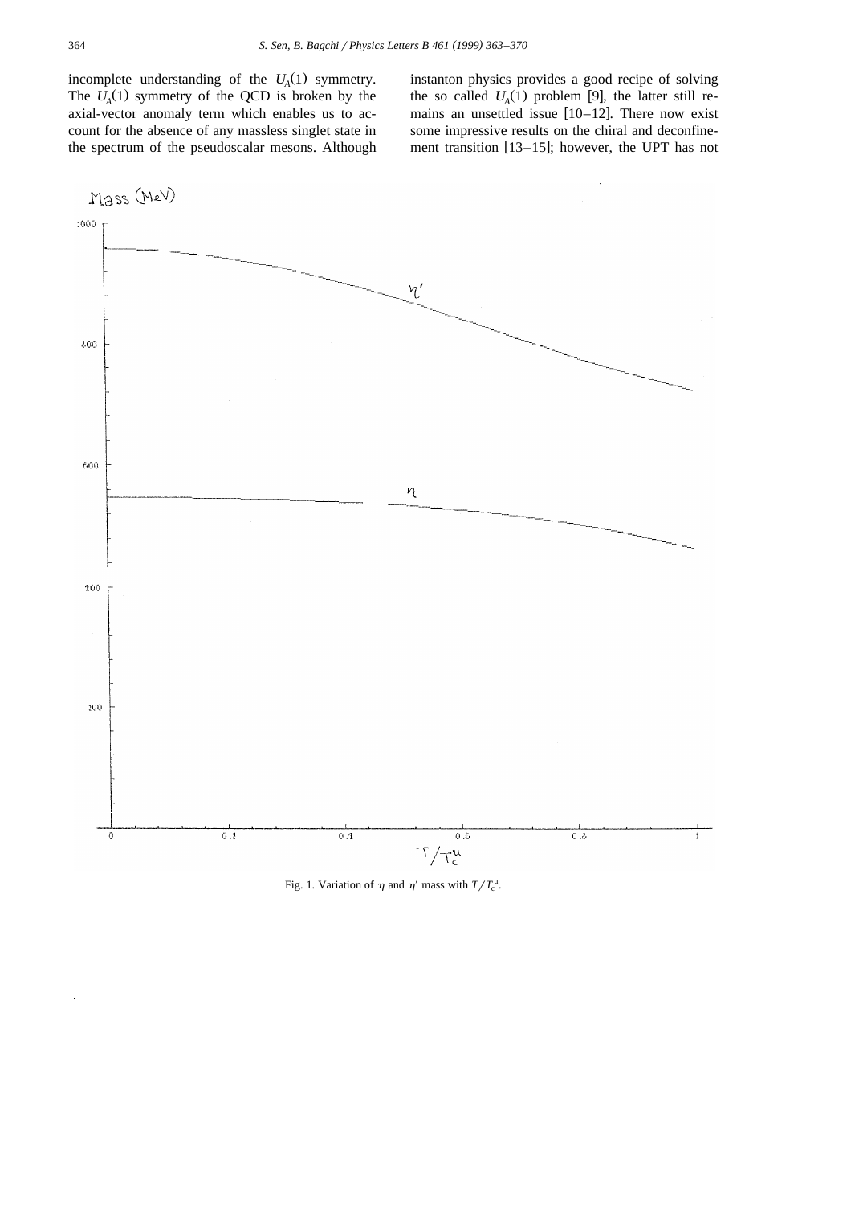incomplete understanding of the $U_A(1)$ symmetry. The $U_A(1)$ symmetry of the QCD is broken by the axial-vector anomaly term which enables us to account for the absence of any massless singlet state in the spectrum of the pseudoscalar mesons. Although instanton physics provides a good recipe of solving the so called $U_A(1)$ problem [9], the latter still remains an unsettled issue [10–12]. There now exist some impressive results on the chiral and deconfinement transition [13–15]; however, the UPT has not

Fig. 1. Variation of $\eta$ and $\eta'$ mass with $T/T_c^u$.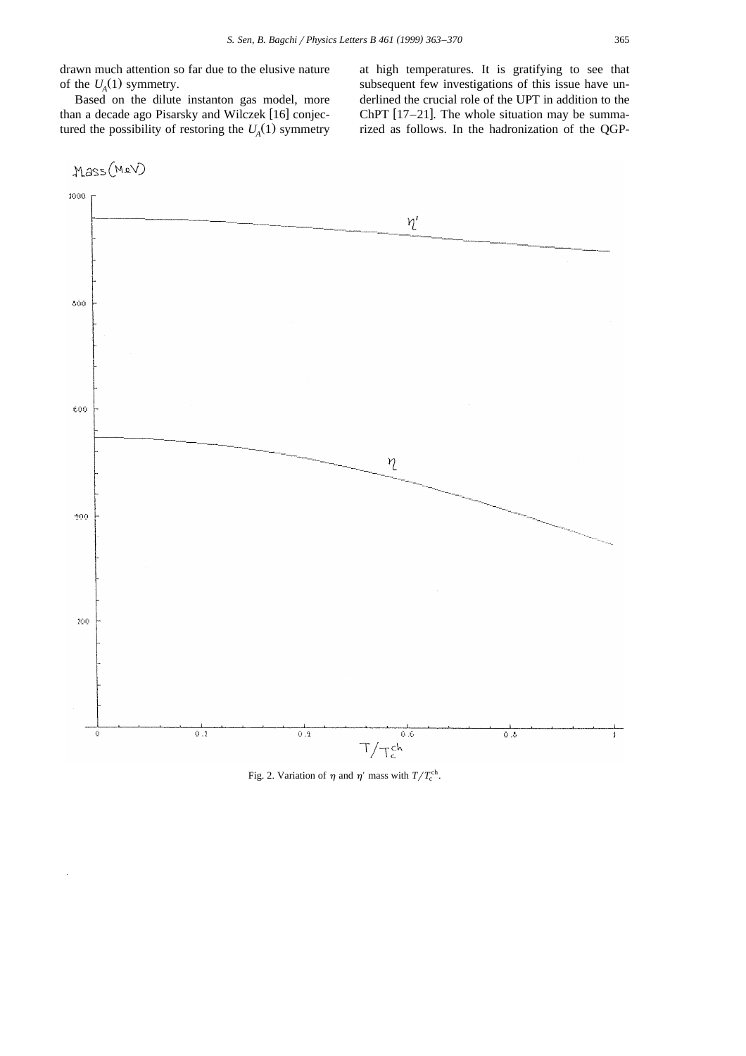drawn much attention so far due to the elusive nature of the $U_A(1)$ symmetry.

Based on the dilute instanton gas model, more than a decade ago Pisarsky and Wilczek [16] conjectured the possibility of restoring the $U_A(1)$ symmetry at high temperatures. It is gratifying to see that subsequent few investigations of this issue have underlined the crucial role of the UPT in addition to the ChPT [17–21]. The whole situation may be summarized as follows. In the hadronization of the QGP-

Fig. 2. Variation of $\eta$ and $\eta'$ mass with $T/T_c^{ch}$.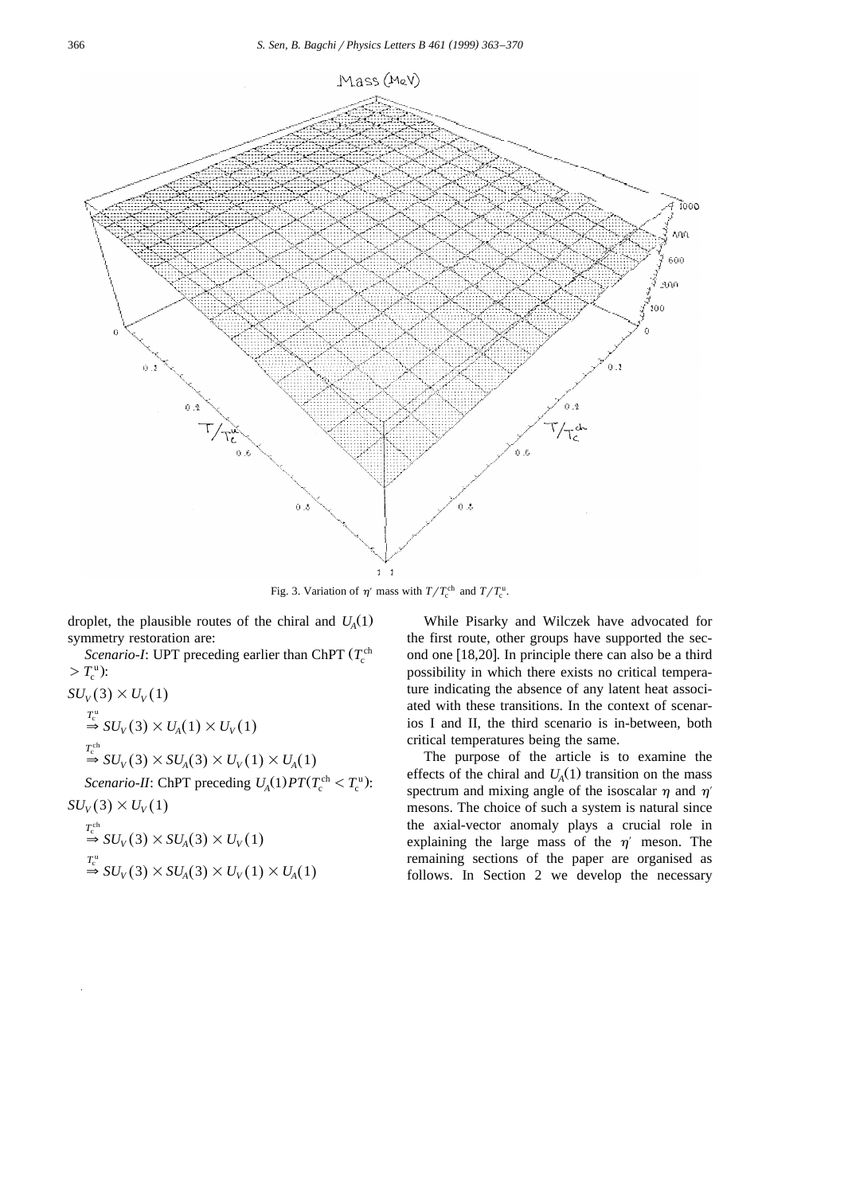Fig. 3. Variation of $\eta'$ mass with $T/T_c^{ch}$ and $T/T_c^{u}$.

droplet, the plausible routes of the chiral and $U_A(1)$ symmetry restoration are:

*Scenario-I*: UPT preceding earlier than ChPT ($T_c^{ch} > T_c^{u}$):

$$SU_V(3) \times U_V(1)$$
$$\overset{T_c^u}{\Rightarrow} SU_V(3) \times U_A(1) \times U_V(1)$$
$$\overset{T_c^{ch}}{\Rightarrow} SU_V(3) \times SU_A(3) \times U_V(1) \times U_A(1)$$

*Scenario-II*: ChPT preceding $U_A(1)PT(T_c^{ch} < T_c^{u})$:

$$SU_V(3) \times U_V(1)$$
$$\overset{T_c^{ch}}{\Rightarrow} SU_V(3) \times SU_A(3) \times U_V(1)$$
$$\overset{T_c^u}{\Rightarrow} SU_V(3) \times SU_A(3) \times U_V(1) \times U_A(1)$$

While Pisarky and Wilczek have advocated for the first route, other groups have supported the second one [18,20]. In principle there can also be a third possibility in which there exists no critical temperature indicating the absence of any latent heat associated with these transitions. In the context of scenarios I and II, the third scenario is in-between, both critical temperatures being the same.

The purpose of the article is to examine the effects of the chiral and $U_A(1)$ transition on the mass spectrum and mixing angle of the isoscalar $\eta$ and $\eta'$ mesons. The choice of such a system is natural since the axial-vector anomaly plays a crucial role in explaining the large mass of the $\eta'$ meson. The remaining sections of the paper are organised as follows. In Section 2 we develop the necessary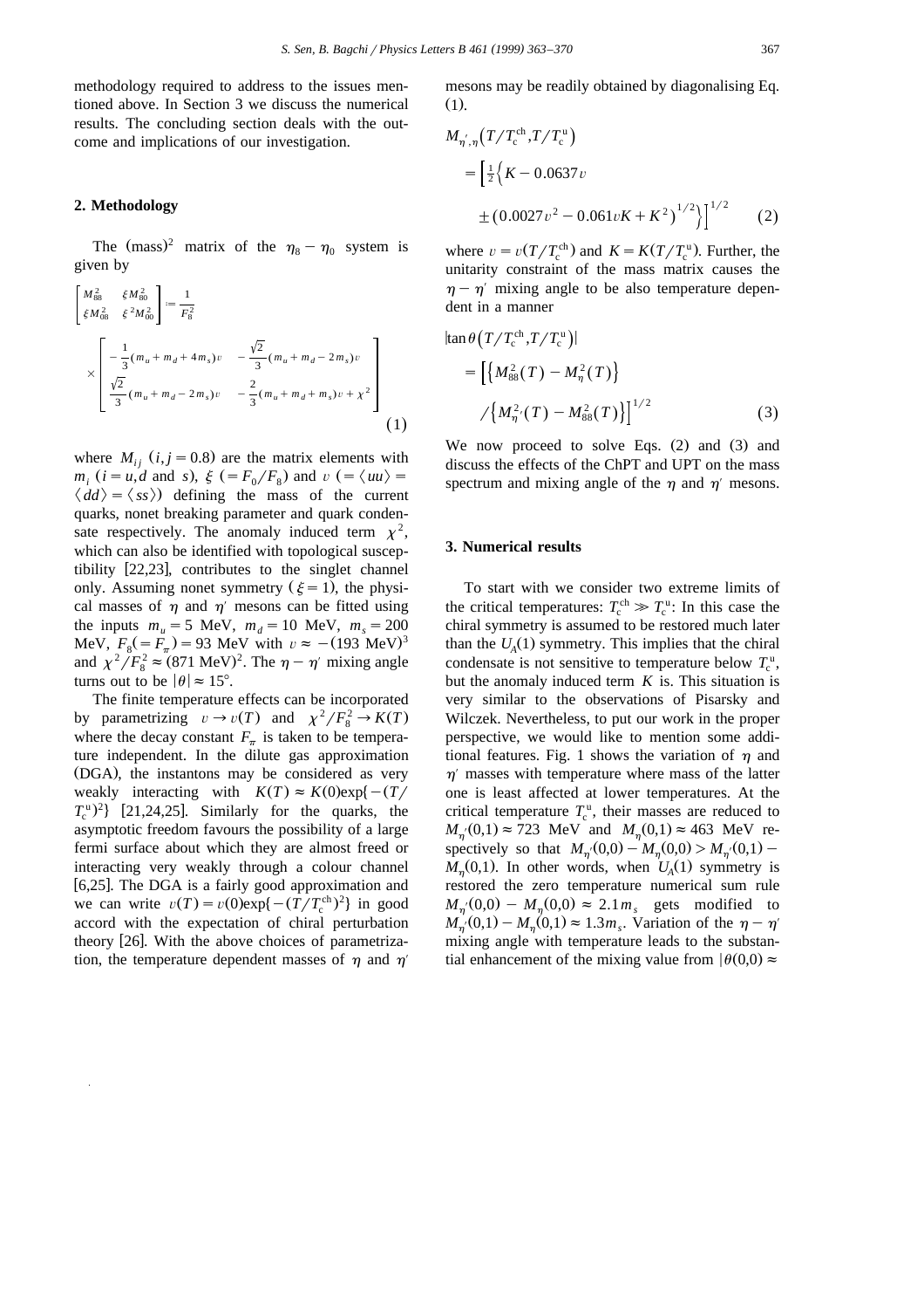methodology required to address to the issues mentioned above. In Section 3 we discuss the numerical results. The concluding section deals with the outcome and implications of our investigation.

## 2. Methodology

The (mass)$^2$ matrix of the $\eta_8 - \eta_0$ system is given by

$$\begin{bmatrix} M_{88}^2 & \xi M_{80}^2 \\ \xi M_{08}^2 & \xi^2 M_{00}^2 \end{bmatrix} := \frac{1}{F_8^2} \times \begin{bmatrix} -\frac{1}{3}(m_u+m_d+4m_s)v & -\frac{\sqrt{2}}{3}(m_u+m_d-2m_s)v \\ \frac{\sqrt{2}}{3}(m_u+m_d-2m_s)v & -\frac{2}{3}(m_u+m_d+m_s)v+\chi^2 \end{bmatrix} \tag{1}$$

where $M_{ij}$ $(i,j=0.8)$ are the matrix elements with $m_i$ ($i=u,d$ and $s$), $\xi$ $(=F_0/F_8)$ and $v$ $(=\langle uu\rangle = \langle dd\rangle = \langle ss\rangle)$ defining the mass of the current quarks, nonet breaking parameter and quark condensate respectively. The anomaly induced term $\chi^2$, which can also be identified with topological susceptibility [22,23], contributes to the singlet channel only. Assuming nonet symmetry $(\xi=1)$, the physical masses of $\eta$ and $\eta'$ mesons can be fitted using the inputs $m_u=5$ MeV, $m_d=10$ MeV, $m_s=200$ MeV, $F_8(=F_\pi)=93$ MeV with $v\approx-(193\text{ MeV})^3$ and $\chi^2/F_8^2\approx(871\text{ MeV})^2$. The $\eta-\eta'$ mixing angle turns out to be $|\theta|\approx 15°$.

The finite temperature effects can be incorporated by parametrizing $v\to v(T)$ and $\chi^2/F_8^2\to K(T)$ where the decay constant $F_\pi$ is taken to be temperature independent. In the dilute gas approximation (DGA), the instantons may be considered as very weakly interacting with $K(T)\approx K(0)\exp\{-(T/T_c^{\mathrm{u}})^2\}$ [21,24,25]. Similarly for the quarks, the asymptotic freedom favours the possibility of a large fermi surface about which they are almost freed or interacting very weakly through a colour channel [6,25]. The DGA is a fairly good approximation and we can write $v(T)=v(0)\exp\{-(T/T_c^{\mathrm{ch}})^2\}$ in good accord with the expectation of chiral perturbation theory [26]. With the above choices of parametrization, the temperature dependent masses of $\eta$ and $\eta'$ mesons may be readily obtained by diagonalising Eq. (1).

$$M_{\eta',\eta}\left(T/T_c^{\mathrm{ch}},T/T_c^{\mathrm{u}}\right) = \left[\tfrac{1}{2}\left\{K-0.0637v \pm\left(0.0027v^2-0.061vK+K^2\right)^{1/2}\right\}\right]^{1/2} \tag{2}$$

where $v=v(T/T_c^{\mathrm{ch}})$ and $K=K(T/T_c^{\mathrm{u}})$. Further, the unitarity constraint of the mass matrix causes the $\eta-\eta'$ mixing angle to be also temperature dependent in a manner

$$|\tan\theta\left(T/T_c^{\mathrm{ch}},T/T_c^{\mathrm{u}}\right)| = \left[\left\{M_{88}^2(T)-M_\eta^2(T)\right\} \Big/ \left\{M_{\eta'}^2(T)-M_{88}^2(T)\right\}\right]^{1/2} \tag{3}$$

We now proceed to solve Eqs. (2) and (3) and discuss the effects of the ChPT and UPT on the mass spectrum and mixing angle of the $\eta$ and $\eta'$ mesons.

## 3. Numerical results

To start with we consider two extreme limits of the critical temperatures: $T_c^{\mathrm{ch}}\gg T_c^{\mathrm{u}}$: In this case the chiral symmetry is assumed to be restored much later than the $U_A(1)$ symmetry. This implies that the chiral condensate is not sensitive to temperature below $T_c^{\mathrm{u}}$, but the anomaly induced term $K$ is. This situation is very similar to the observations of Pisarsky and Wilczek. Nevertheless, to put our work in the proper perspective, we would like to mention some additional features. Fig. 1 shows the variation of $\eta$ and $\eta'$ masses with temperature where mass of the latter one is least affected at lower temperatures. At the critical temperature $T_c^{\mathrm{u}}$, their masses are reduced to $M_{\eta'}(0,1)\approx 723$ MeV and $M_\eta(0,1)\approx 463$ MeV respectively so that $M_{\eta'}(0,0)-M_\eta(0,0)>M_{\eta'}(0,1)-M_\eta(0,1)$. In other words, when $U_A(1)$ symmetry is restored the zero temperature numerical sum rule $M_{\eta'}(0,0)-M_\eta(0,0)\approx 2.1m_s$ gets modified to $M_{\eta'}(0,1)-M_\eta(0,1)\approx 1.3m_s$. Variation of the $\eta-\eta'$ mixing angle with temperature leads to the substantial enhancement of the mixing value from $|\theta(0,0)\approx$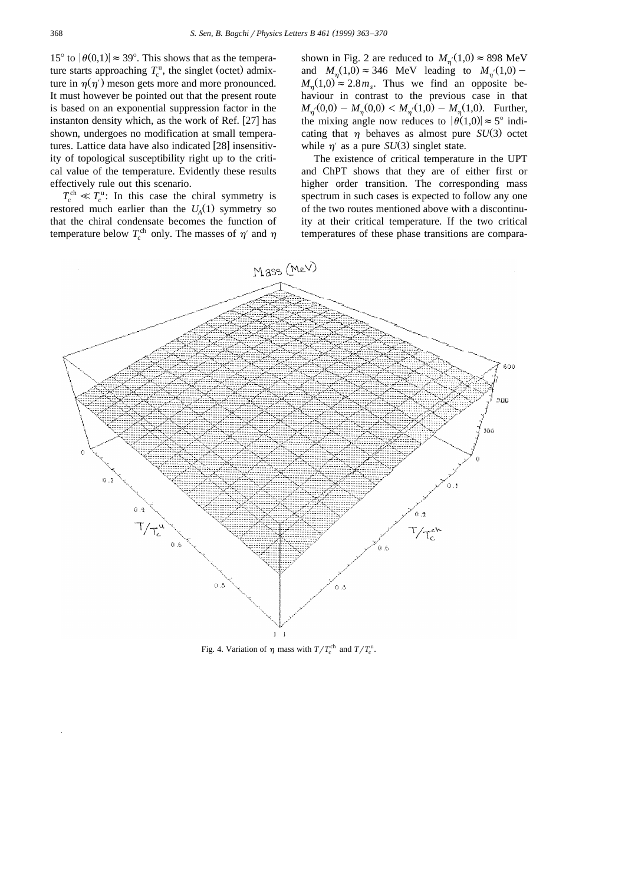$15°$ to $|\theta(0,1)| \approx 39°$. This shows that as the temperature starts approaching $T_c^u$, the singlet (octet) admixture in $\eta(\eta')$ meson gets more and more pronounced. It must however be pointed out that the present route is based on an exponential suppression factor in the instanton density which, as the work of Ref. [27] has shown, undergoes no modification at small temperatures. Lattice data have also indicated [28] insensitivity of topological susceptibility right up to the critical value of the temperature. Evidently these results effectively rule out this scenario.

$T_c^{ch} \ll T_c^u$: In this case the chiral symmetry is restored much earlier than the $U_A(1)$ symmetry so that the chiral condensate becomes the function of temperature below $T_c^{ch}$ only. The masses of $\eta'$ and $\eta$ shown in Fig. 2 are reduced to $M_{\eta'}(1,0) \approx 898$ MeV and $M_\eta(1,0) \approx 346$ MeV leading to $M_{\eta'}(1,0) - M_\eta(1,0) \approx 2.8 m_s$. Thus we find an opposite behaviour in contrast to the previous case in that $M_{\eta'}(0,0) - M_\eta(0,0) < M_{\eta'}(1,0) - M_\eta(1,0)$. Further, the mixing angle now reduces to $|\theta(1,0)| \approx 5°$ indicating that $\eta$ behaves as almost pure $SU(3)$ octet while $\eta'$ as a pure $SU(3)$ singlet state.

The existence of critical temperature in the UPT and ChPT shows that they are of either first or higher order transition. The corresponding mass spectrum in such cases is expected to follow any one of the two routes mentioned above with a discontinuity at their critical temperature. If the two critical temperatures of these phase transitions are compara-

Fig. 4. Variation of $\eta$ mass with $T/T_c^{ch}$ and $T/T_c^u$.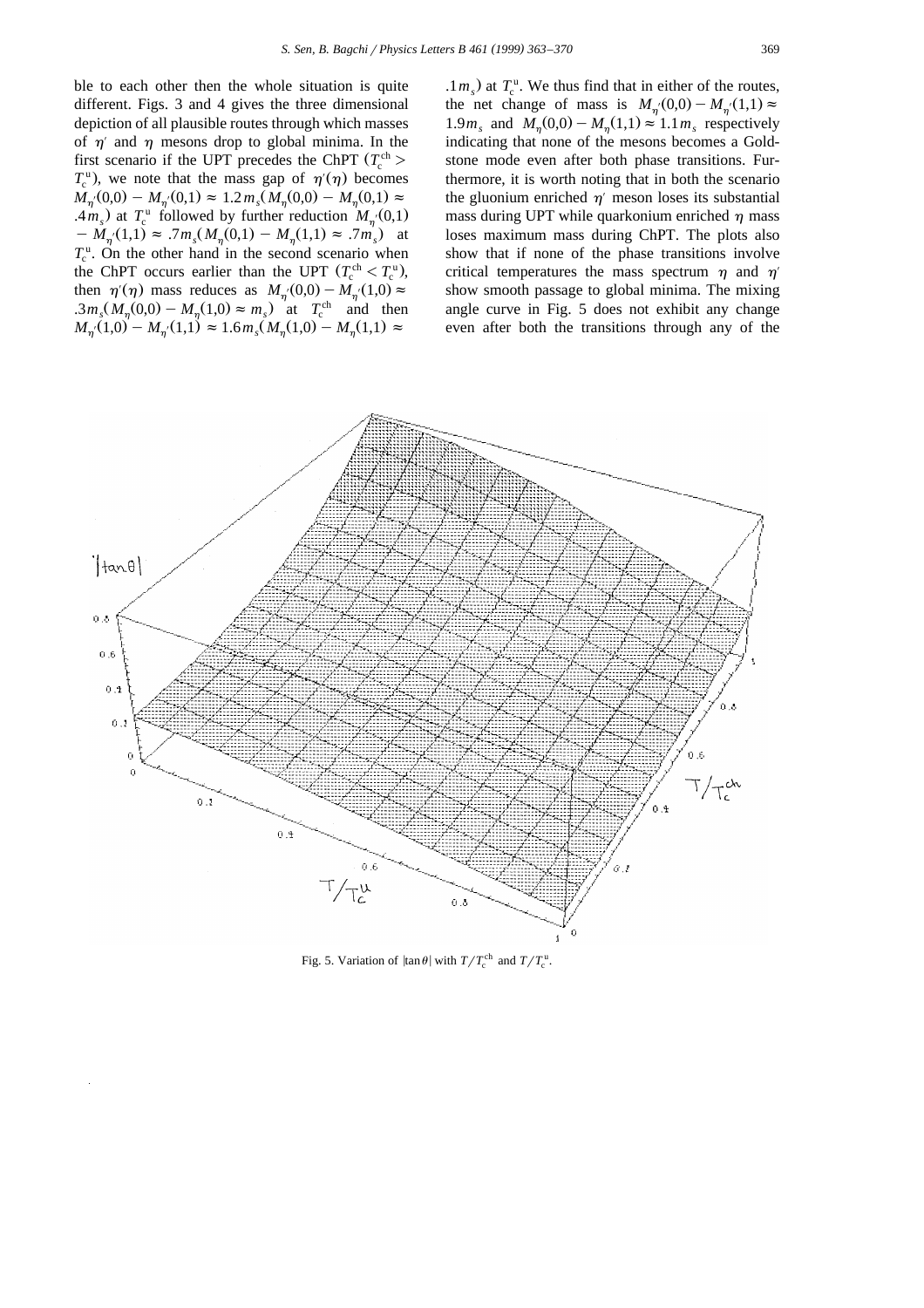ble to each other then the whole situation is quite different. Figs. 3 and 4 gives the three dimensional depiction of all plausible routes through which masses of $\eta'$ and $\eta$ mesons drop to global minima. In the first scenario if the UPT precedes the ChPT ($T_c^{ch} > T_c^{u}$), we note that the mass gap of $\eta'(\eta)$ becomes $M_{\eta'}(0,0) - M_{\eta'}(0,1) \approx 1.2 m_s (M_\eta(0,0) - M_\eta(0,1) \approx .4 m_s)$ at $T_c^u$ followed by further reduction $M_{\eta'}(0,1) - M_{\eta'}(1,1) \approx .7 m_s (M_\eta(0,1) - M_\eta(1,1) \approx .7 m_s)$ at $T_c^u$. On the other hand in the second scenario when the ChPT occurs earlier than the UPT ($T_c^{ch} < T_c^u$), then $\eta'(\eta)$ mass reduces as $M_{\eta'}(0,0) - M_{\eta'}(1,0) \approx .3 m_s (M_\eta(0,0) - M_\eta(1,0) \approx m_s)$ at $T_c^{ch}$ and then $M_{\eta'}(1,0) - M_{\eta'}(1,1) \approx 1.6 m_s (M_\eta(1,0) - M_\eta(1,1) \approx .1 m_s)$ at $T_c^u$. We thus find that in either of the routes, the net change of mass is $M_{\eta'}(0,0) - M_{\eta'}(1,1) \approx 1.9 m_s$ and $M_\eta(0,0) - M_\eta(1,1) \approx 1.1 m_s$ respectively indicating that none of the mesons becomes a Goldstone mode even after both phase transitions. Furthermore, it is worth noting that in both the scenario the gluonium enriched $\eta'$ meson loses its substantial mass during UPT while quarkonium enriched $\eta$ mass loses maximum mass during ChPT. The plots also show that if none of the phase transitions involve critical temperatures the mass spectrum $\eta$ and $\eta'$ show smooth passage to global minima. The mixing angle curve in Fig. 5 does not exhibit any change even after both the transitions through any of the

Fig. 5. Variation of $|\tan\theta|$ with $T/T_c^{ch}$ and $T/T_c^u$.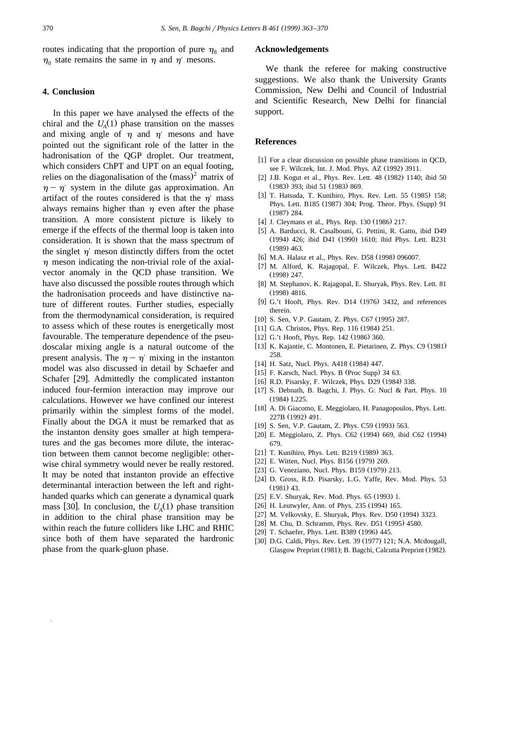routes indicating that the proportion of pure $\eta_8$ and $\eta_0$ state remains the same in $\eta$ and $\eta'$ mesons.

## 4. Conclusion

In this paper we have analysed the effects of the chiral and the $U_A(1)$ phase transition on the masses and mixing angle of $\eta$ and $\eta'$ mesons and have pointed out the significant role of the latter in the hadronisation of the QGP droplet. Our treatment, which considers ChPT and UPT on an equal footing, relies on the diagonalisation of the $(\text{mass})^2$ matrix of $\eta - \eta'$ system in the dilute gas approximation. An artifact of the routes considered is that the $\eta'$ mass always remains higher than $\eta$ even after the phase transition. A more consistent picture is likely to emerge if the effects of the thermal loop is taken into consideration. It is shown that the mass spectrum of the singlet $\eta'$ meson distinctly differs from the octet $\eta$ meson indicating the non-trivial role of the axial-vector anomaly in the QCD phase transition. We have also discussed the possible routes through which the hadronisation proceeds and have distinctive nature of different routes. Further studies, especially from the thermodynamical consideration, is required to assess which of these routes is energetically most favourable. The temperature dependence of the pseudoscalar mixing angle is a natural outcome of the present analysis. The $\eta - \eta'$ mixing in the instanton model was also discussed in detail by Schaefer and Schafer [29]. Admittedly the complicated instanton induced four-fermion interaction may improve our calculations. However we have confined our interest primarily within the simplest forms of the model. Finally about the DGA it must be remarked that as the instanton density goes smaller at high temperatures and the gas becomes more dilute, the interaction between them cannot become negligible: otherwise chiral symmetry would never be really restored. It may be noted that instanton provide an effective determinantal interaction between the left and right-handed quarks which can generate a dynamical quark mass [30]. In conclusion, the $U_A(1)$ phase transition in addition to the chiral phase transition may be within reach the future colliders like LHC and RHIC since both of them have separated the hardronic phase from the quark-gluon phase.

## Acknowledgements

We thank the referee for making constructive suggestions. We also thank the University Grants Commission, New Delhi and Council of Industrial and Scientific Research, New Delhi for financial support.

## References

[1] For a clear discussion on possible phase transitions in QCD, see F. Wilczek, Int. J. Mod. Phys. AZ (1992) 3911.
[2] J.B. Kogut et al., Phys. Rev. Lett. 48 (1982) 1140; ibid 50 (1983) 393; ibid 51 (1983) 869.
[3] T. Hatsuda, T. Kunihiro, Phys. Rev. Lett. 55 (1985) 158; Phys. Lett. B185 (1987) 304; Prog. Theor. Phys. (Supp) 91 (1987) 284.
[4] J. Cleymans et al., Phys. Rep. 130 (1986) 217.
[5] A. Barducci, R. Casalbouni, G. Pettini, R. Gatto, ibid D49 (1994) 426; ibid D41 (1990) 1610; ibid Phys. Lett. B231 (1989) 463.
[6] M.A. Halasz et al., Phys. Rev. D58 (1998) 096007.
[7] M. Alford, K. Rajagopal, F. Wilczek, Phys. Lett. B422 (1998) 247.
[8] M. Stephanov, K. Rajagopal, E. Shuryak, Phys. Rev. Lett. 81 (1998) 4816.
[9] G.'t Hooft, Phys. Rev. D14 (1976) 3432, and references therein.
[10] S. Sen, V.P. Gautam, Z. Phys. C67 (1995) 287.
[11] G.A. Christos, Phys. Rep. 116 (1984) 251.
[12] G.'t Hooft, Phys. Rep. 142 (1986) 360.
[13] K. Kajantie, C. Montonen, E. Pietarinen, Z. Phys. C9 (1981) 258.
[14] H. Satz, Nucl. Phys. A418 (1984) 447.
[15] F. Karsch, Nucl. Phys. B (Proc Supp) 34 63.
[16] R.D. Pisarsky, F. Wilczek, Phys. D29 (1984) 338.
[17] S. Debnath, B. Bagchi, J. Phys. G: Nucl & Part. Phys. 10 (1984) L225.
[18] A. Di Giacomo, E. Meggiolaro, H. Panagopoulos, Phys. Lett. 227B (1992) 491.
[19] S. Sen, V.P. Gautam, Z. Phys. C59 (1993) 563.
[20] E. Meggiolaro, Z. Phys. C62 (1994) 669, ibid C62 (1994) 679.
[21] T. Kunihiro, Phys. Lett. B219 (1989) 363.
[22] E. Witten, Nucl. Phys. B156 (1979) 269.
[23] G. Veneziano, Nucl. Phys. B159 (1979) 213.
[24] D. Gross, R.D. Pisarsky, L.G. Yaffe, Rev. Mod. Phys. 53 (1981) 43.
[25] E.V. Shuryak, Rev. Mod. Phys. 65 (1993) 1.
[26] H. Leutwyler, Ann. of Phys. 235 (1994) 165.
[27] M. Velkovsky, E. Shuryak, Phys. Rev. D50 (1994) 3323.
[28] M. Chu, D. Schramm, Phys. Rev. D51 (1995) 4580.
[29] T. Schaefer, Phys. Lett. B389 (1996) 445.
[30] D.G. Caldi, Phys. Rev. Lett. 39 (1977) 121; N.A. Mcdougall, Glasgow Preprint (1981); B. Bagchi, Calcutta Preprint (1982).